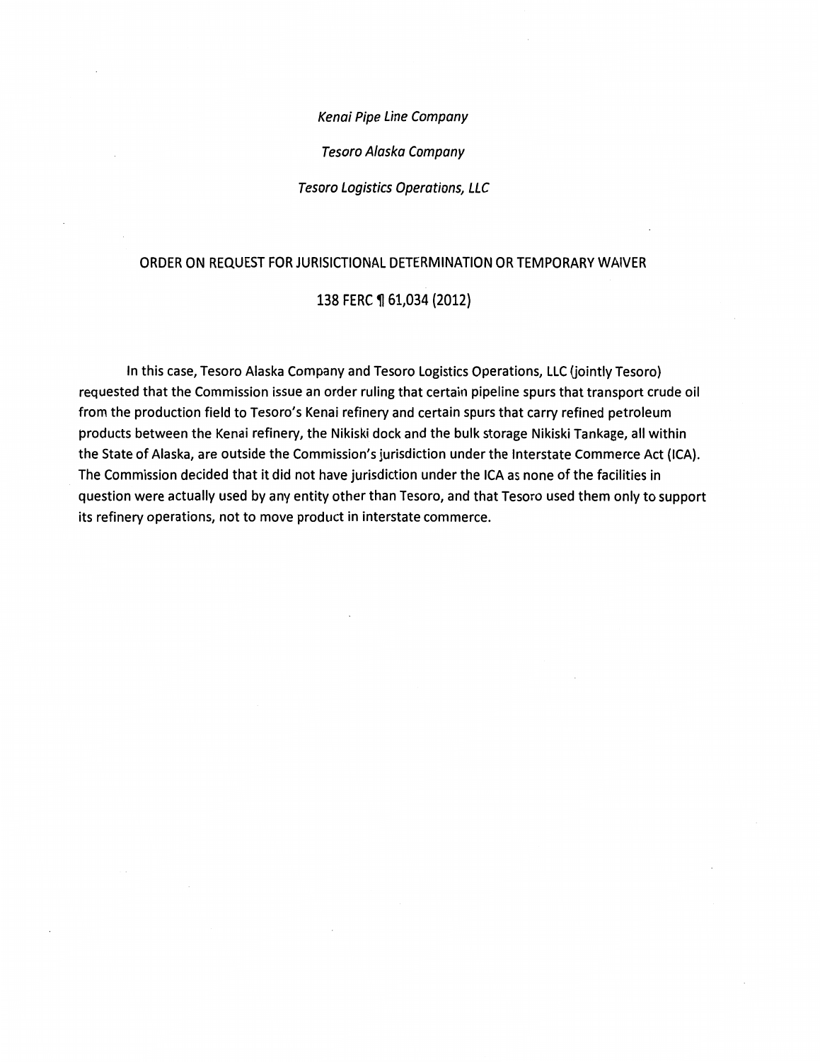*Kenai Pipe Line Company*

*Tesoro Alaska Company*

*Tesoro Logistics Operations, LLC*

ORDER ON REQUEST FOR JURISICTIONAL DETERMINATION OR TEMPORARY WAIVER

138 FERC ¶ 61,034 (2012)

In this case, Tesoro Alaska Company and Tesoro Logistics Operations, LLC (jointly Tesoro) requested that the Commission issue an order ruling that certain pipeline spurs that transport crude oil from the production field to Tesoro's Kenai refinery and certain spurs that carry refined petroleum products between the Kenai refinery, the Nikiski dock and the bulk storage Nikiski Tankage, all within the State of Alaska, are outside the Commission's jurisdiction under the Interstate Commerce Act (ICA). The Commission decided that it did not have jurisdiction under the ICA as none of the facilities in question were actually used by any entity other than Tesoro, and that Tesoro used them only to support its refinery operations, not to move product in interstate commerce.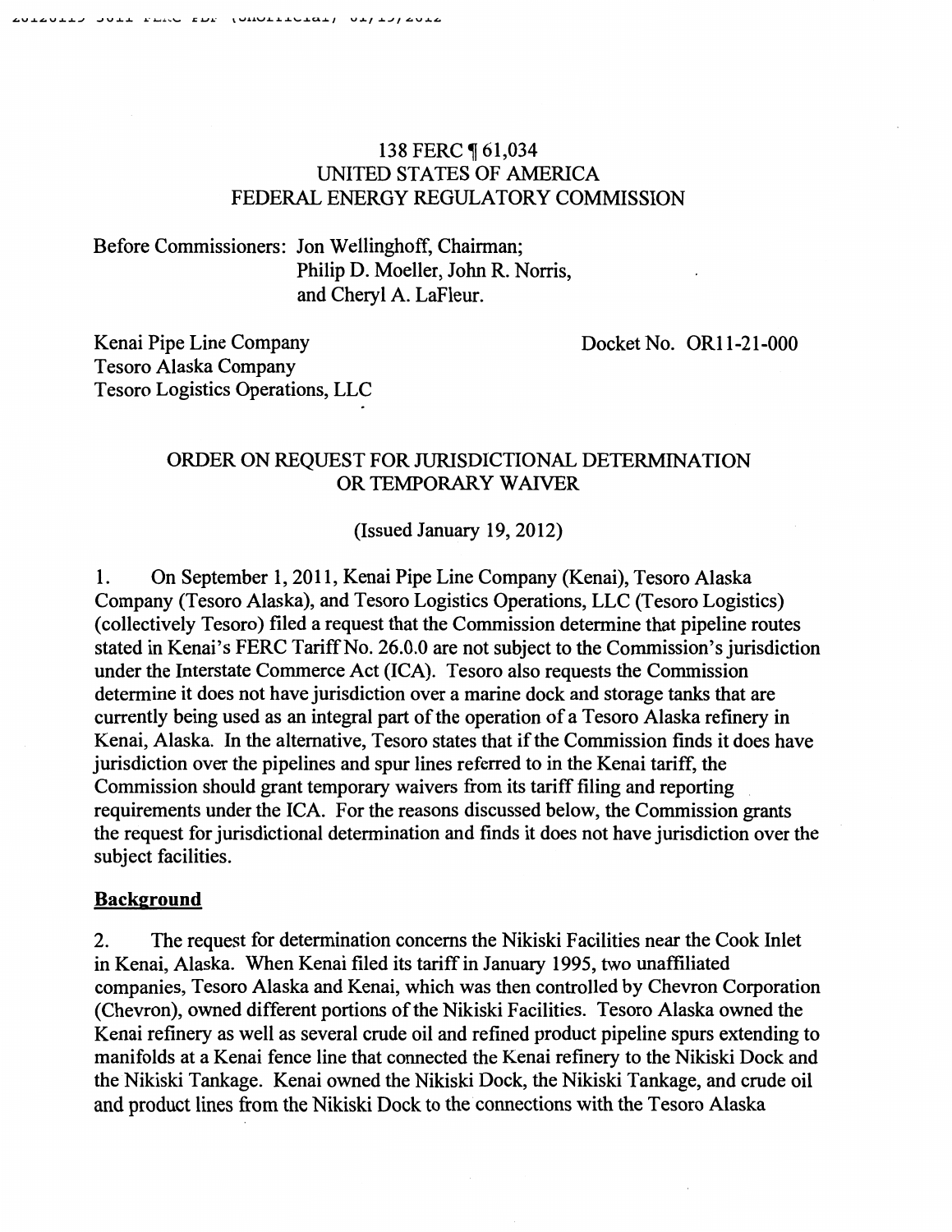138 FERC ¶ 61,034
UNITED STATES OF AMERICA
FEDERAL ENERGY REGULATORY COMMISSION

Before Commissioners: Jon Wellinghoff, Chairman;
Philip D. Moeller, John R. Norris,
and Cheryl A. LaFleur.

Kenai Pipe Line Company
Tesoro Alaska Company
Tesoro Logistics Operations, LLC

Docket No. OR11-21-000

## ORDER ON REQUEST FOR JURISDICTIONAL DETERMINATION OR TEMPORARY WAIVER

(Issued January 19, 2012)

1. On September 1, 2011, Kenai Pipe Line Company (Kenai), Tesoro Alaska Company (Tesoro Alaska), and Tesoro Logistics Operations, LLC (Tesoro Logistics) (collectively Tesoro) filed a request that the Commission determine that pipeline routes stated in Kenai's FERC Tariff No. 26.0.0 are not subject to the Commission's jurisdiction under the Interstate Commerce Act (ICA). Tesoro also requests the Commission determine it does not have jurisdiction over a marine dock and storage tanks that are currently being used as an integral part of the operation of a Tesoro Alaska refinery in Kenai, Alaska. In the alternative, Tesoro states that if the Commission finds it does have jurisdiction over the pipelines and spur lines referred to in the Kenai tariff, the Commission should grant temporary waivers from its tariff filing and reporting requirements under the ICA. For the reasons discussed below, the Commission grants the request for jurisdictional determination and finds it does not have jurisdiction over the subject facilities.

## Background

2. The request for determination concerns the Nikiski Facilities near the Cook Inlet in Kenai, Alaska. When Kenai filed its tariff in January 1995, two unaffiliated companies, Tesoro Alaska and Kenai, which was then controlled by Chevron Corporation (Chevron), owned different portions of the Nikiski Facilities. Tesoro Alaska owned the Kenai refinery as well as several crude oil and refined product pipeline spurs extending to manifolds at a Kenai fence line that connected the Kenai refinery to the Nikiski Dock and the Nikiski Tankage. Kenai owned the Nikiski Dock, the Nikiski Tankage, and crude oil and product lines from the Nikiski Dock to the connections with the Tesoro Alaska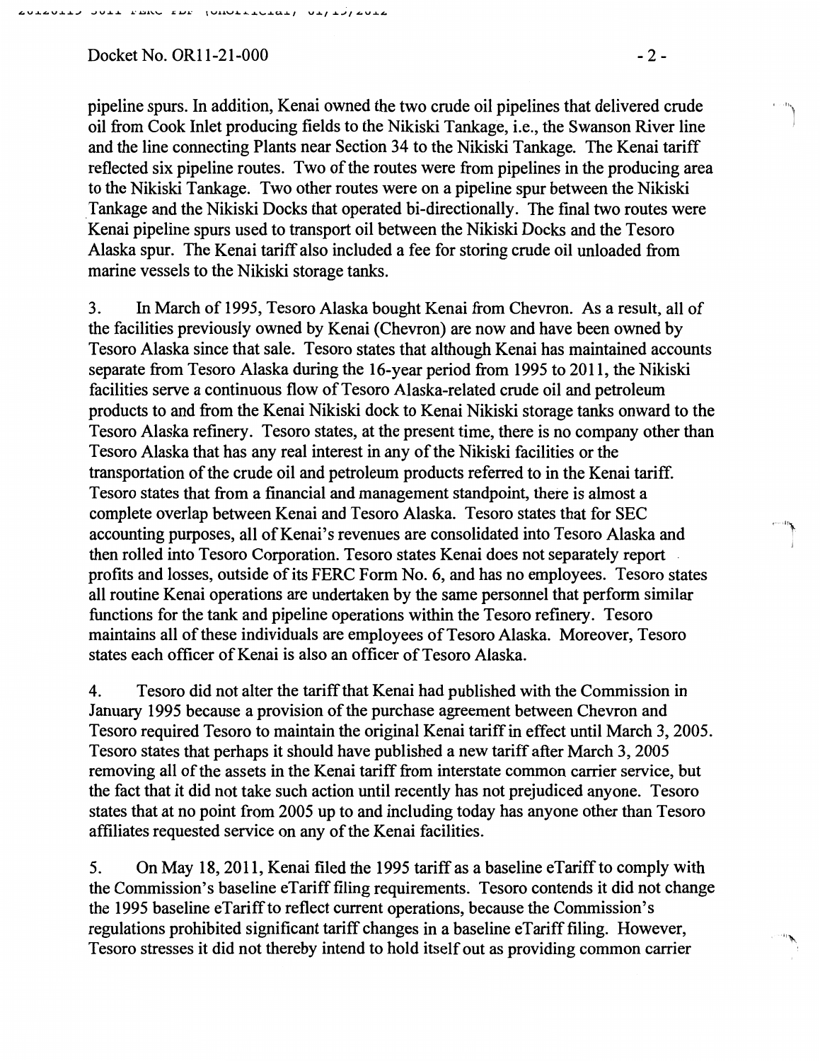pipeline spurs. In addition, Kenai owned the two crude oil pipelines that delivered crude oil from Cook Inlet producing fields to the Nikiski Tankage, i.e., the Swanson River line and the line connecting Plants near Section 34 to the Nikiski Tankage. The Kenai tariff reflected six pipeline routes. Two of the routes were from pipelines in the producing area to the Nikiski Tankage. Two other routes were on a pipeline spur between the Nikiski Tankage and the Nikiski Docks that operated bi-directionally. The final two routes were Kenai pipeline spurs used to transport oil between the Nikiski Docks and the Tesoro Alaska spur. The Kenai tariff also included a fee for storing crude oil unloaded from marine vessels to the Nikiski storage tanks.

3. In March of 1995, Tesoro Alaska bought Kenai from Chevron. As a result, all of the facilities previously owned by Kenai (Chevron) are now and have been owned by Tesoro Alaska since that sale. Tesoro states that although Kenai has maintained accounts separate from Tesoro Alaska during the 16-year period from 1995 to 2011, the Nikiski facilities serve a continuous flow of Tesoro Alaska-related crude oil and petroleum products to and from the Kenai Nikiski dock to Kenai Nikiski storage tanks onward to the Tesoro Alaska refinery. Tesoro states, at the present time, there is no company other than Tesoro Alaska that has any real interest in any of the Nikiski facilities or the transportation of the crude oil and petroleum products referred to in the Kenai tariff. Tesoro states that from a financial and management standpoint, there is almost a complete overlap between Kenai and Tesoro Alaska. Tesoro states that for SEC accounting purposes, all of Kenai's revenues are consolidated into Tesoro Alaska and then rolled into Tesoro Corporation. Tesoro states Kenai does not separately report profits and losses, outside of its FERC Form No. 6, and has no employees. Tesoro states all routine Kenai operations are undertaken by the same personnel that perform similar functions for the tank and pipeline operations within the Tesoro refinery. Tesoro maintains all of these individuals are employees of Tesoro Alaska. Moreover, Tesoro states each officer of Kenai is also an officer of Tesoro Alaska.

4. Tesoro did not alter the tariff that Kenai had published with the Commission in January 1995 because a provision of the purchase agreement between Chevron and Tesoro required Tesoro to maintain the original Kenai tariff in effect until March 3, 2005. Tesoro states that perhaps it should have published a new tariff after March 3, 2005 removing all of the assets in the Kenai tariff from interstate common carrier service, but the fact that it did not take such action until recently has not prejudiced anyone. Tesoro states that at no point from 2005 up to and including today has anyone other than Tesoro affiliates requested service on any of the Kenai facilities.

5. On May 18, 2011, Kenai filed the 1995 tariff as a baseline eTariff to comply with the Commission's baseline eTariff filing requirements. Tesoro contends it did not change the 1995 baseline eTariff to reflect current operations, because the Commission's regulations prohibited significant tariff changes in a baseline eTariff filing. However, Tesoro stresses it did not thereby intend to hold itself out as providing common carrier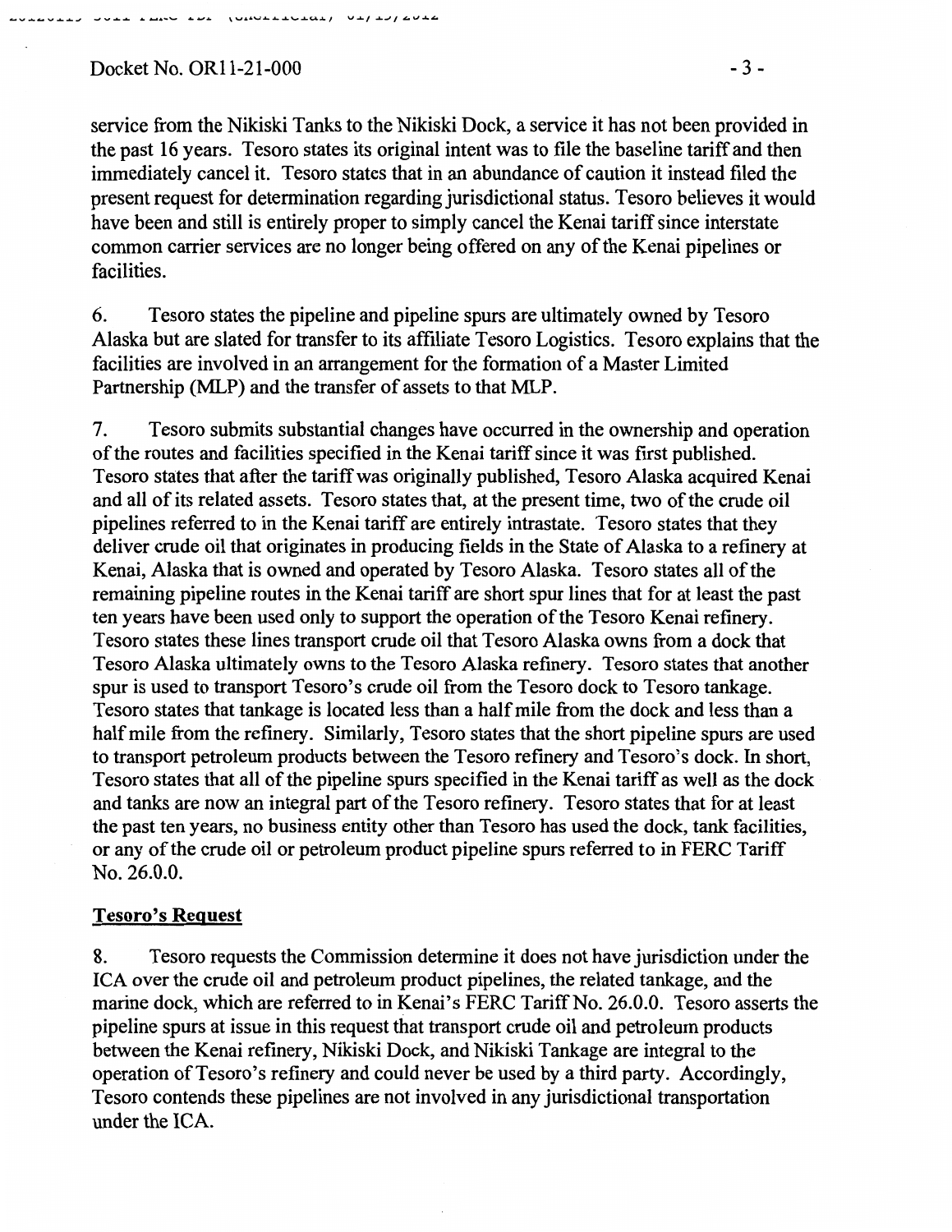service from the Nikiski Tanks to the Nikiski Dock, a service it has not been provided in the past 16 years. Tesoro states its original intent was to file the baseline tariff and then immediately cancel it. Tesoro states that in an abundance of caution it instead filed the present request for determination regarding jurisdictional status. Tesoro believes it would have been and still is entirely proper to simply cancel the Kenai tariff since interstate common carrier services are no longer being offered on any of the Kenai pipelines or facilities.

6. Tesoro states the pipeline and pipeline spurs are ultimately owned by Tesoro Alaska but are slated for transfer to its affiliate Tesoro Logistics. Tesoro explains that the facilities are involved in an arrangement for the formation of a Master Limited Partnership (MLP) and the transfer of assets to that MLP.

7. Tesoro submits substantial changes have occurred in the ownership and operation of the routes and facilities specified in the Kenai tariff since it was first published. Tesoro states that after the tariff was originally published, Tesoro Alaska acquired Kenai and all of its related assets. Tesoro states that, at the present time, two of the crude oil pipelines referred to in the Kenai tariff are entirely intrastate. Tesoro states that they deliver crude oil that originates in producing fields in the State of Alaska to a refinery at Kenai, Alaska that is owned and operated by Tesoro Alaska. Tesoro states all of the remaining pipeline routes in the Kenai tariff are short spur lines that for at least the past ten years have been used only to support the operation of the Tesoro Kenai refinery. Tesoro states these lines transport crude oil that Tesoro Alaska owns from a dock that Tesoro Alaska ultimately owns to the Tesoro Alaska refinery. Tesoro states that another spur is used to transport Tesoro's crude oil from the Tesoro dock to Tesoro tankage. Tesoro states that tankage is located less than a half mile from the dock and less than a half mile from the refinery. Similarly, Tesoro states that the short pipeline spurs are used to transport petroleum products between the Tesoro refinery and Tesoro's dock. In short, Tesoro states that all of the pipeline spurs specified in the Kenai tariff as well as the dock and tanks are now an integral part of the Tesoro refinery. Tesoro states that for at least the past ten years, no business entity other than Tesoro has used the dock, tank facilities, or any of the crude oil or petroleum product pipeline spurs referred to in FERC Tariff No. 26.0.0.

## Tesoro's Request

8. Tesoro requests the Commission determine it does not have jurisdiction under the ICA over the crude oil and petroleum product pipelines, the related tankage, and the marine dock, which are referred to in Kenai's FERC Tariff No. 26.0.0. Tesoro asserts the pipeline spurs at issue in this request that transport crude oil and petroleum products between the Kenai refinery, Nikiski Dock, and Nikiski Tankage are integral to the operation of Tesoro's refinery and could never be used by a third party. Accordingly, Tesoro contends these pipelines are not involved in any jurisdictional transportation under the ICA.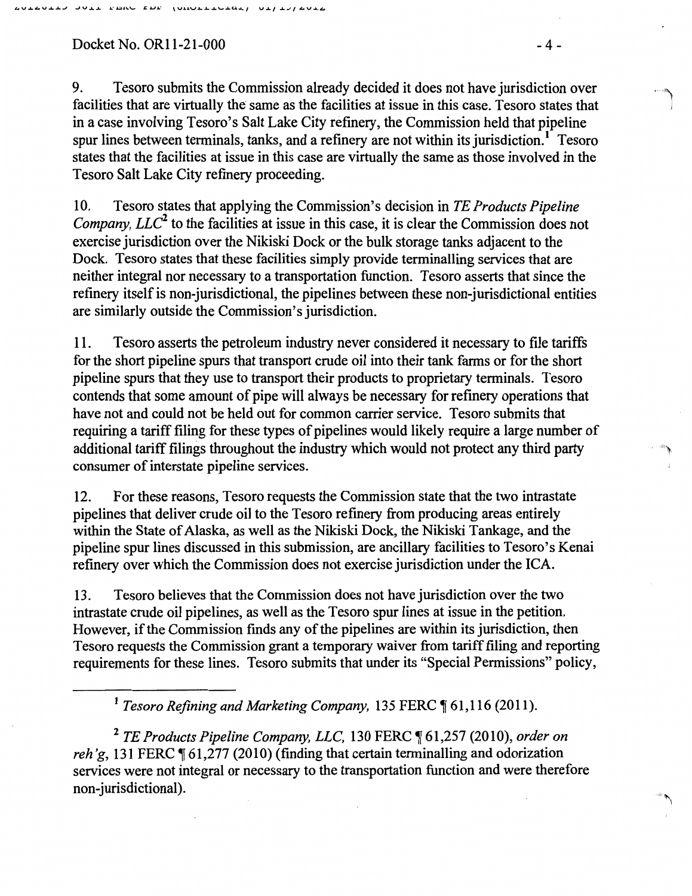Docket No. OR11-21-000

9. Tesoro submits the Commission already decided it does not have jurisdiction over facilities that are virtually the same as the facilities at issue in this case. Tesoro states that in a case involving Tesoro's Salt Lake City refinery, the Commission held that pipeline spur lines between terminals, tanks, and a refinery are not within its jurisdiction.[1] Tesoro states that the facilities at issue in this case are virtually the same as those involved in the Tesoro Salt Lake City refinery proceeding.

10. Tesoro states that applying the Commission's decision in *TE Products Pipeline Company, LLC*[2] to the facilities at issue in this case, it is clear the Commission does not exercise jurisdiction over the Nikiski Dock or the bulk storage tanks adjacent to the Dock. Tesoro states that these facilities simply provide terminalling services that are neither integral nor necessary to a transportation function. Tesoro asserts that since the refinery itself is non-jurisdictional, the pipelines between these non-jurisdictional entities are similarly outside the Commission's jurisdiction.

11. Tesoro asserts the petroleum industry never considered it necessary to file tariffs for the short pipeline spurs that transport crude oil into their tank farms or for the short pipeline spurs that they use to transport their products to proprietary terminals. Tesoro contends that some amount of pipe will always be necessary for refinery operations that have not and could not be held out for common carrier service. Tesoro submits that requiring a tariff filing for these types of pipelines would likely require a large number of additional tariff filings throughout the industry which would not protect any third party consumer of interstate pipeline services.

12. For these reasons, Tesoro requests the Commission state that the two intrastate pipelines that deliver crude oil to the Tesoro refinery from producing areas entirely within the State of Alaska, as well as the Nikiski Dock, the Nikiski Tankage, and the pipeline spur lines discussed in this submission, are ancillary facilities to Tesoro's Kenai refinery over which the Commission does not exercise jurisdiction under the ICA.

13. Tesoro believes that the Commission does not have jurisdiction over the two intrastate crude oil pipelines, as well as the Tesoro spur lines at issue in the petition. However, if the Commission finds any of the pipelines are within its jurisdiction, then Tesoro requests the Commission grant a temporary waiver from tariff filing and reporting requirements for these lines. Tesoro submits that under its "Special Permissions" policy,

---

[1] *Tesoro Refining and Marketing Company,* 135 FERC ¶ 61,116 (2011).

[2] *TE Products Pipeline Company, LLC,* 130 FERC ¶ 61,257 (2010), *order on reh'g*, 131 FERC ¶ 61,277 (2010) (finding that certain terminalling and odorization services were not integral or necessary to the transportation function and were therefore non-jurisdictional).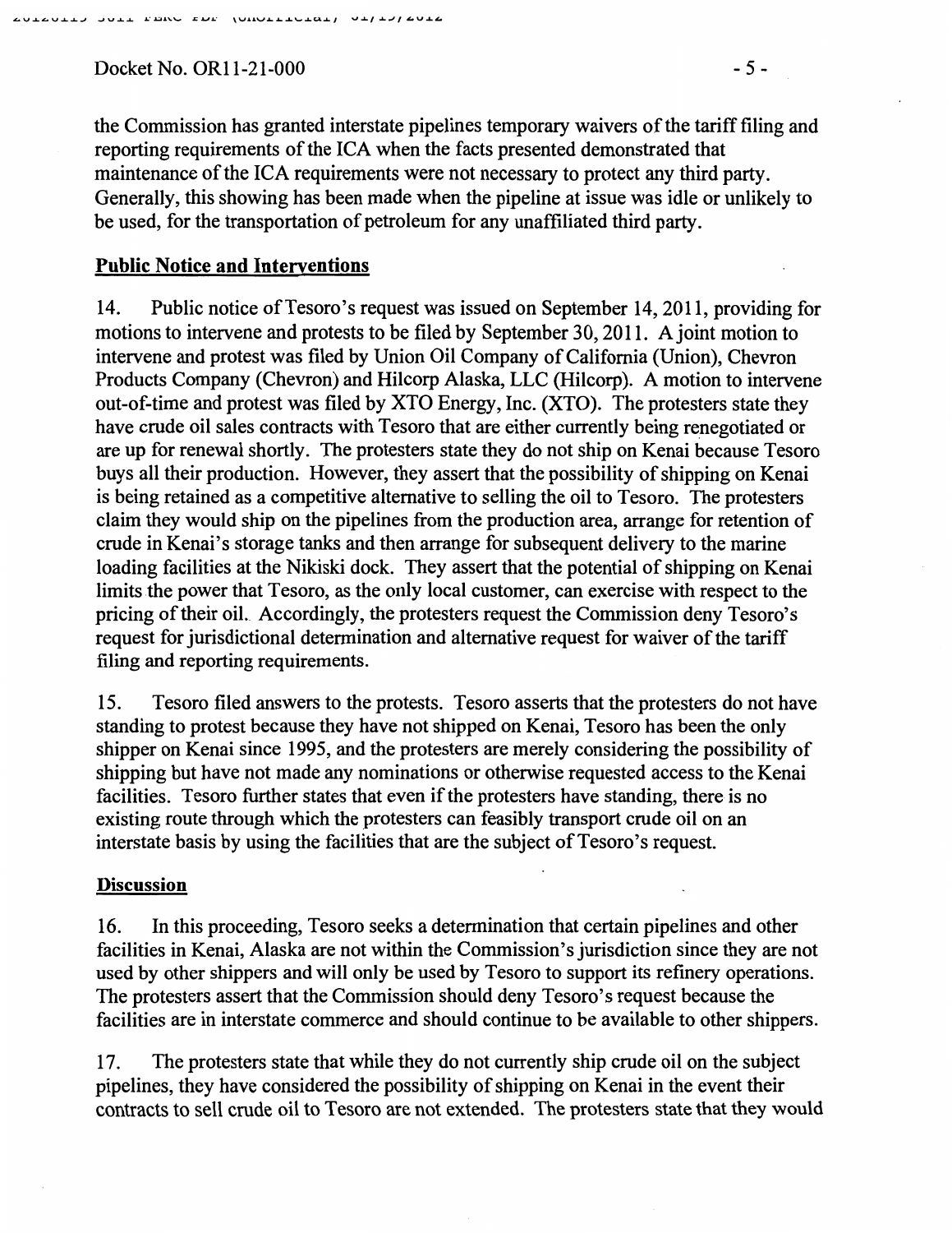the Commission has granted interstate pipelines temporary waivers of the tariff filing and reporting requirements of the ICA when the facts presented demonstrated that maintenance of the ICA requirements were not necessary to protect any third party. Generally, this showing has been made when the pipeline at issue was idle or unlikely to be used, for the transportation of petroleum for any unaffiliated third party.

## Public Notice and Interventions

14. Public notice of Tesoro's request was issued on September 14, 2011, providing for motions to intervene and protests to be filed by September 30, 2011. A joint motion to intervene and protest was filed by Union Oil Company of California (Union), Chevron Products Company (Chevron) and Hilcorp Alaska, LLC (Hilcorp). A motion to intervene out-of-time and protest was filed by XTO Energy, Inc. (XTO). The protesters state they have crude oil sales contracts with Tesoro that are either currently being renegotiated or are up for renewal shortly. The protesters state they do not ship on Kenai because Tesoro buys all their production. However, they assert that the possibility of shipping on Kenai is being retained as a competitive alternative to selling the oil to Tesoro. The protesters claim they would ship on the pipelines from the production area, arrange for retention of crude in Kenai's storage tanks and then arrange for subsequent delivery to the marine loading facilities at the Nikiski dock. They assert that the potential of shipping on Kenai limits the power that Tesoro, as the only local customer, can exercise with respect to the pricing of their oil. Accordingly, the protesters request the Commission deny Tesoro's request for jurisdictional determination and alternative request for waiver of the tariff filing and reporting requirements.

15. Tesoro filed answers to the protests. Tesoro asserts that the protesters do not have standing to protest because they have not shipped on Kenai, Tesoro has been the only shipper on Kenai since 1995, and the protesters are merely considering the possibility of shipping but have not made any nominations or otherwise requested access to the Kenai facilities. Tesoro further states that even if the protesters have standing, there is no existing route through which the protesters can feasibly transport crude oil on an interstate basis by using the facilities that are the subject of Tesoro's request.

## Discussion

16. In this proceeding, Tesoro seeks a determination that certain pipelines and other facilities in Kenai, Alaska are not within the Commission's jurisdiction since they are not used by other shippers and will only be used by Tesoro to support its refinery operations. The protesters assert that the Commission should deny Tesoro's request because the facilities are in interstate commerce and should continue to be available to other shippers.

17. The protesters state that while they do not currently ship crude oil on the subject pipelines, they have considered the possibility of shipping on Kenai in the event their contracts to sell crude oil to Tesoro are not extended. The protesters state that they would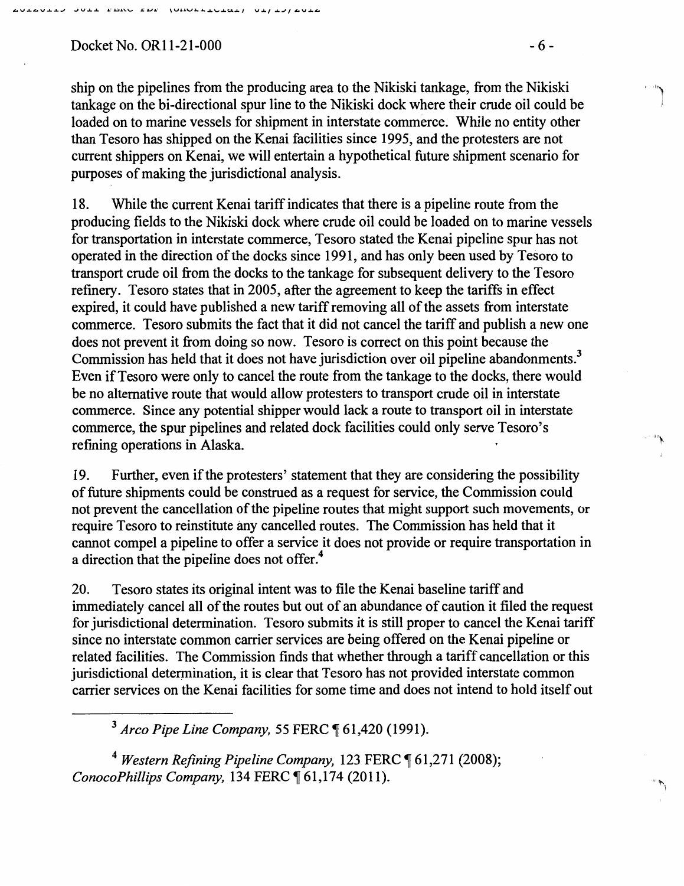ship on the pipelines from the producing area to the Nikiski tankage, from the Nikiski tankage on the bi-directional spur line to the Nikiski dock where their crude oil could be loaded on to marine vessels for shipment in interstate commerce. While no entity other than Tesoro has shipped on the Kenai facilities since 1995, and the protesters are not current shippers on Kenai, we will entertain a hypothetical future shipment scenario for purposes of making the jurisdictional analysis.

18. While the current Kenai tariff indicates that there is a pipeline route from the producing fields to the Nikiski dock where crude oil could be loaded on to marine vessels for transportation in interstate commerce, Tesoro stated the Kenai pipeline spur has not operated in the direction of the docks since 1991, and has only been used by Tesoro to transport crude oil from the docks to the tankage for subsequent delivery to the Tesoro refinery. Tesoro states that in 2005, after the agreement to keep the tariffs in effect expired, it could have published a new tariff removing all of the assets from interstate commerce. Tesoro submits the fact that it did not cancel the tariff and publish a new one does not prevent it from doing so now. Tesoro is correct on this point because the Commission has held that it does not have jurisdiction over oil pipeline abandonments.[3] Even if Tesoro were only to cancel the route from the tankage to the docks, there would be no alternative route that would allow protesters to transport crude oil in interstate commerce. Since any potential shipper would lack a route to transport oil in interstate commerce, the spur pipelines and related dock facilities could only serve Tesoro's refining operations in Alaska.

19. Further, even if the protesters' statement that they are considering the possibility of future shipments could be construed as a request for service, the Commission could not prevent the cancellation of the pipeline routes that might support such movements, or require Tesoro to reinstitute any cancelled routes. The Commission has held that it cannot compel a pipeline to offer a service it does not provide or require transportation in a direction that the pipeline does not offer.[4]

20. Tesoro states its original intent was to file the Kenai baseline tariff and immediately cancel all of the routes but out of an abundance of caution it filed the request for jurisdictional determination. Tesoro submits it is still proper to cancel the Kenai tariff since no interstate common carrier services are being offered on the Kenai pipeline or related facilities. The Commission finds that whether through a tariff cancellation or this jurisdictional determination, it is clear that Tesoro has not provided interstate common carrier services on the Kenai facilities for some time and does not intend to hold itself out

---

[3] *Arco Pipe Line Company*, 55 FERC ¶ 61,420 (1991).

[4] *Western Refining Pipeline Company*, 123 FERC ¶ 61,271 (2008); *ConocoPhillips Company*, 134 FERC ¶ 61,174 (2011).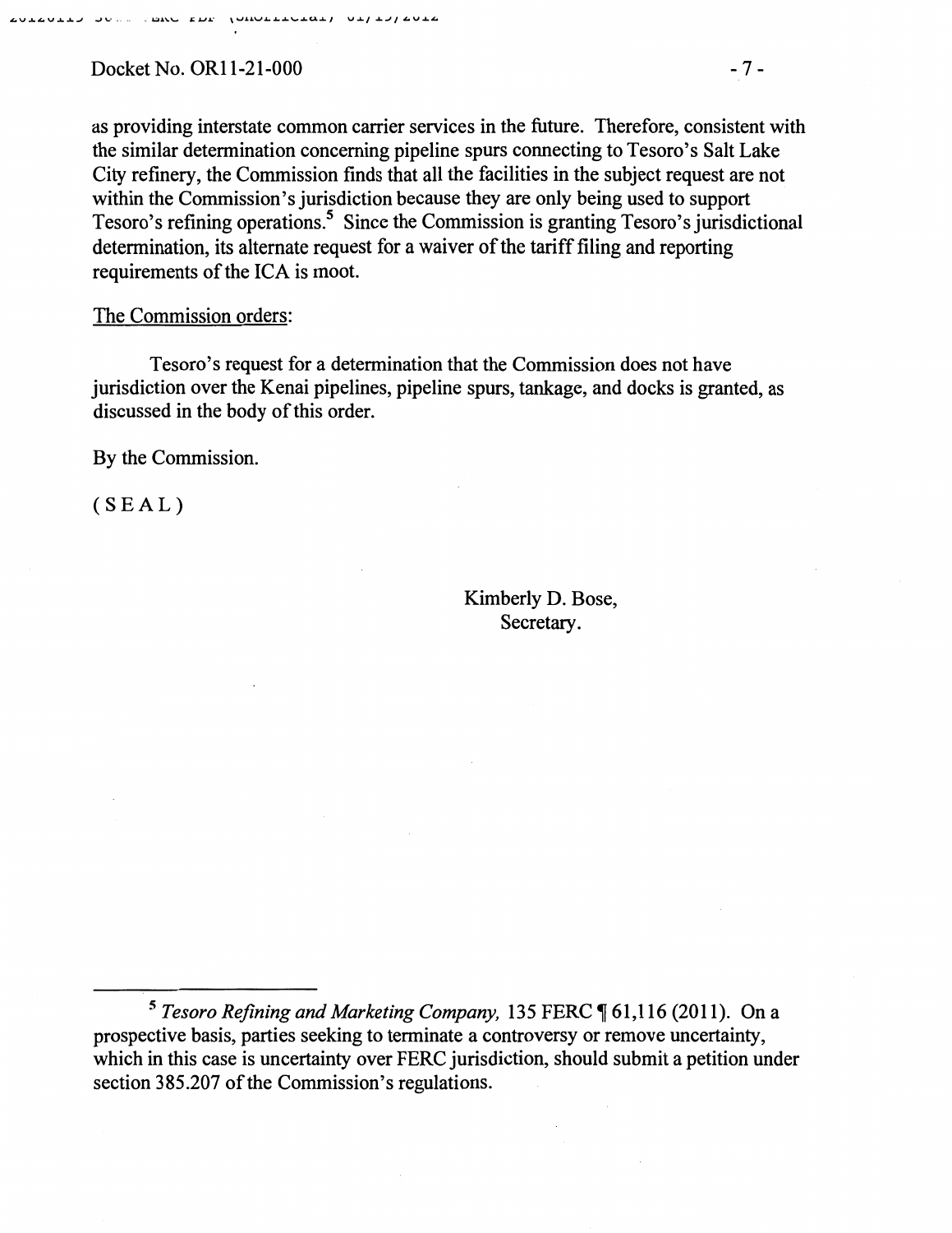as providing interstate common carrier services in the future. Therefore, consistent with the similar determination concerning pipeline spurs connecting to Tesoro's Salt Lake City refinery, the Commission finds that all the facilities in the subject request are not within the Commission's jurisdiction because they are only being used to support Tesoro's refining operations.[5] Since the Commission is granting Tesoro's jurisdictional determination, its alternate request for a waiver of the tariff filing and reporting requirements of the ICA is moot.

The Commission orders:

Tesoro's request for a determination that the Commission does not have jurisdiction over the Kenai pipelines, pipeline spurs, tankage, and docks is granted, as discussed in the body of this order.

By the Commission.

( S E A L )

Kimberly D. Bose,
Secretary.

---

[5] *Tesoro Refining and Marketing Company,* 135 FERC ¶ 61,116 (2011). On a prospective basis, parties seeking to terminate a controversy or remove uncertainty, which in this case is uncertainty over FERC jurisdiction, should submit a petition under section 385.207 of the Commission's regulations.